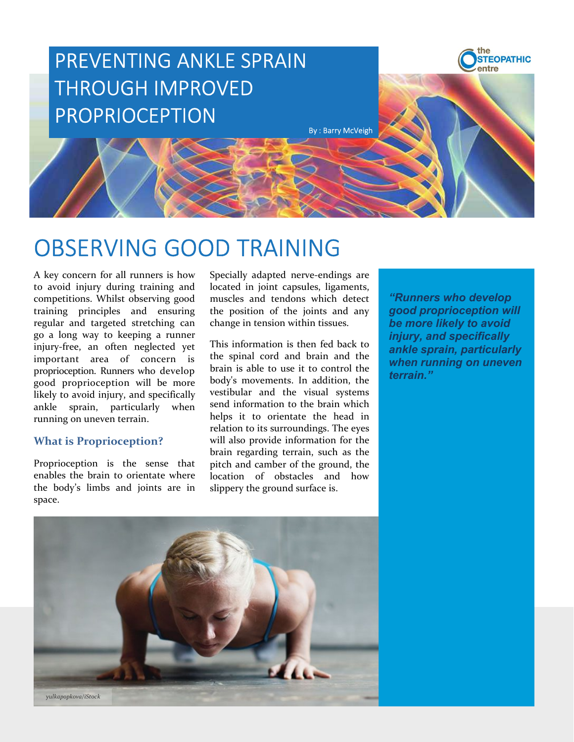# PREVENTING ANKLE SPRAIN THROUGH IMPROVED PROPRIOCEPTION

By : Barry McVeigh

## OBSERVING GOOD TRAINING

A key concern for all runners is how to avoid injury during training and competitions. Whilst observing good training principles and ensuring regular and targeted stretching can go a long way to keeping a runner injury-free, an often neglected yet important area of concern is proprioception. Runners who develop good proprioception will be more likely to avoid injury, and specifically ankle sprain, particularly when running on uneven terrain.

### What is Proprioception?

Proprioception is the sense that enables the brain to orientate where the body's limbs and joints are in space.

Specially adapted nerve-endings are located in joint capsules, ligaments, muscles and tendons which detect the position of the joints and any change in tension within tissues.

This information is then fed back to the spinal cord and brain and the brain is able to use it to control the body's movements. In addition, the vestibular and the visual systems send information to the brain which helps it to orientate the head in relation to its surroundings. The eyes will also provide information for the brain regarding terrain, such as the pitch and camber of the ground, the location of obstacles and how slippery the ground surface is.

***"Runners who develop good proprioception will be more likely to avoid injury, and specifically ankle sprain, particularly when running on uneven terrain."***

yulkapopkova/iStock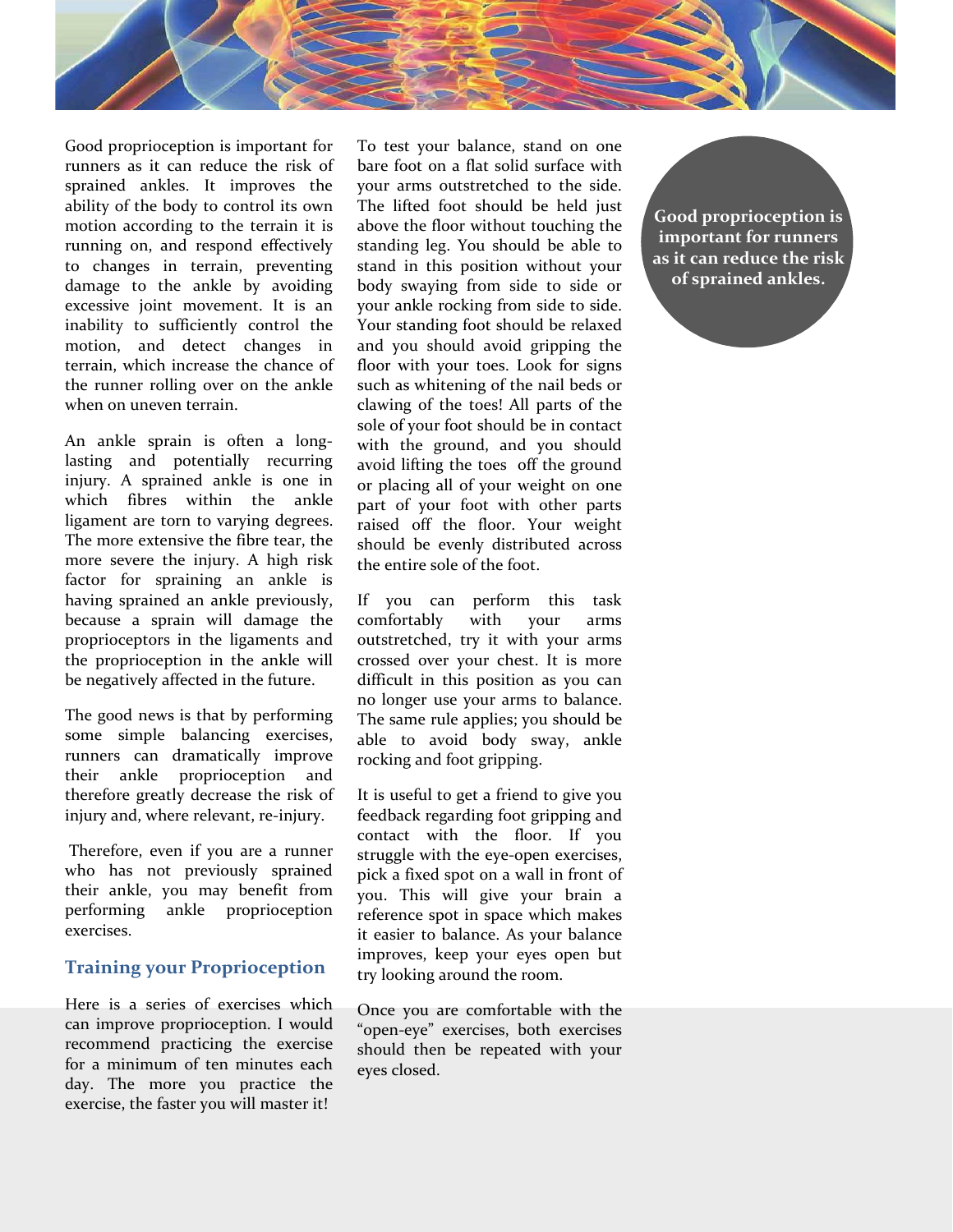Good proprioception is important for runners as it can reduce the risk of sprained ankles. It improves the ability of the body to control its own motion according to the terrain it is running on, and respond effectively to changes in terrain, preventing damage to the ankle by avoiding excessive joint movement. It is an inability to sufficiently control the motion, and detect changes in terrain, which increase the chance of the runner rolling over on the ankle when on uneven terrain.

An ankle sprain is often a long-lasting and potentially recurring injury. A sprained ankle is one in which fibres within the ankle ligament are torn to varying degrees. The more extensive the fibre tear, the more severe the injury. A high risk factor for spraining an ankle is having sprained an ankle previously, because a sprain will damage the proprioceptors in the ligaments and the proprioception in the ankle will be negatively affected in the future.

The good news is that by performing some simple balancing exercises, runners can dramatically improve their ankle proprioception and therefore greatly decrease the risk of injury and, where relevant, re-injury.

Therefore, even if you are a runner who has not previously sprained their ankle, you may benefit from performing ankle proprioception exercises.

## Training your Proprioception

Here is a series of exercises which can improve proprioception. I would recommend practicing the exercise for a minimum of ten minutes each day. The more you practice the exercise, the faster you will master it!

To test your balance, stand on one bare foot on a flat solid surface with your arms outstretched to the side. The lifted foot should be held just above the floor without touching the standing leg. You should be able to stand in this position without your body swaying from side to side or your ankle rocking from side to side. Your standing foot should be relaxed and you should avoid gripping the floor with your toes. Look for signs such as whitening of the nail beds or clawing of the toes! All parts of the sole of your foot should be in contact with the ground, and you should avoid lifting the toes off the ground or placing all of your weight on one part of your foot with other parts raised off the floor. Your weight should be evenly distributed across the entire sole of the foot.

If you can perform this task comfortably with your arms outstretched, try it with your arms crossed over your chest. It is more difficult in this position as you can no longer use your arms to balance. The same rule applies; you should be able to avoid body sway, ankle rocking and foot gripping.

It is useful to get a friend to give you feedback regarding foot gripping and contact with the floor. If you struggle with the eye-open exercises, pick a fixed spot on a wall in front of you. This will give your brain a reference spot in space which makes it easier to balance. As your balance improves, keep your eyes open but try looking around the room.

Once you are comfortable with the "open-eye" exercises, both exercises should then be repeated with your eyes closed.

**Good proprioception is important for runners as it can reduce the risk of sprained ankles.**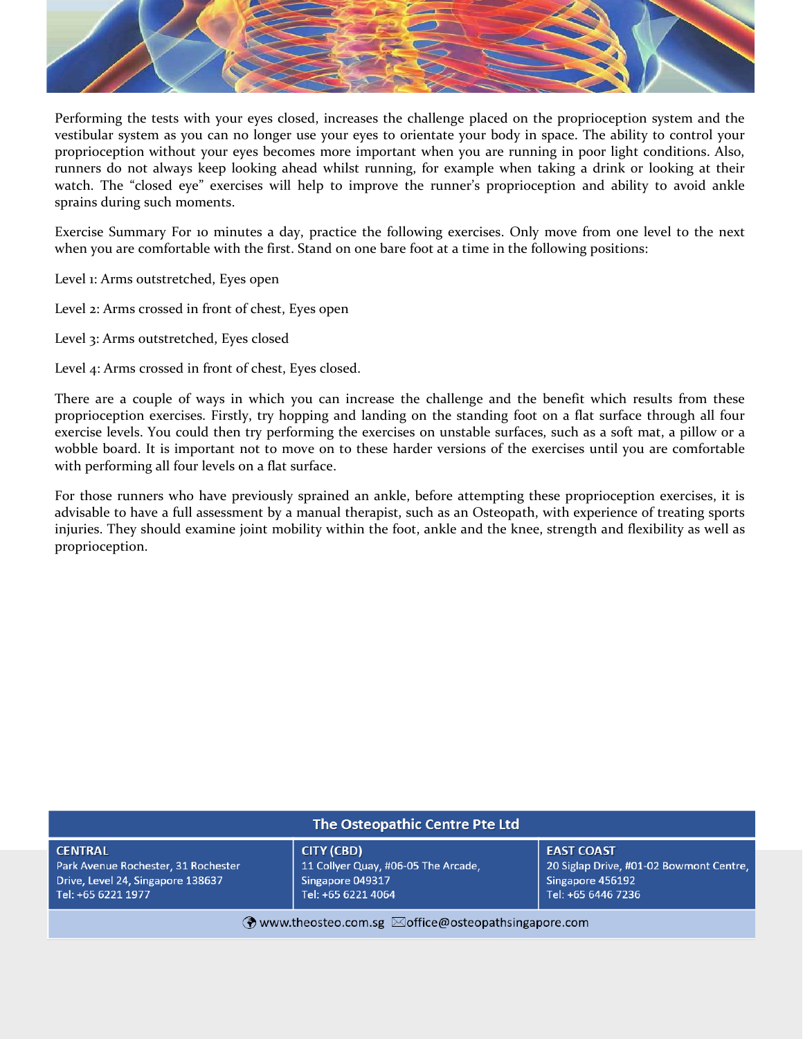Performing the tests with your eyes closed, increases the challenge placed on the proprioception system and the vestibular system as you can no longer use your eyes to orientate your body in space. The ability to control your proprioception without your eyes becomes more important when you are running in poor light conditions. Also, runners do not always keep looking ahead whilst running, for example when taking a drink or looking at their watch. The "closed eye" exercises will help to improve the runner's proprioception and ability to avoid ankle sprains during such moments.

Exercise Summary For 10 minutes a day, practice the following exercises. Only move from one level to the next when you are comfortable with the first. Stand on one bare foot at a time in the following positions:

Level 1: Arms outstretched, Eyes open

Level 2: Arms crossed in front of chest, Eyes open

Level 3: Arms outstretched, Eyes closed

Level 4: Arms crossed in front of chest, Eyes closed.

There are a couple of ways in which you can increase the challenge and the benefit which results from these proprioception exercises. Firstly, try hopping and landing on the standing foot on a flat surface through all four exercise levels. You could then try performing the exercises on unstable surfaces, such as a soft mat, a pillow or a wobble board. It is important not to move on to these harder versions of the exercises until you are comfortable with performing all four levels on a flat surface.

For those runners who have previously sprained an ankle, before attempting these proprioception exercises, it is advisable to have a full assessment by a manual therapist, such as an Osteopath, with experience of treating sports injuries. They should examine joint mobility within the foot, ankle and the knee, strength and flexibility as well as proprioception.

**The Osteopathic Centre Pte Ltd**

| CENTRAL | CITY (CBD) | EAST COAST |
|---|---|---|
| Park Avenue Rochester, 31 Rochester Drive, Level 24, Singapore 138637 Tel: +65 6221 1977 | 11 Collyer Quay, #06-05 The Arcade, Singapore 049317 Tel: +65 6221 4064 | 20 Siglap Drive, #01-02 Bowmont Centre, Singapore 456192 Tel: +65 6446 7236 |

www.theosteo.com.sg office@osteopathsingapore.com